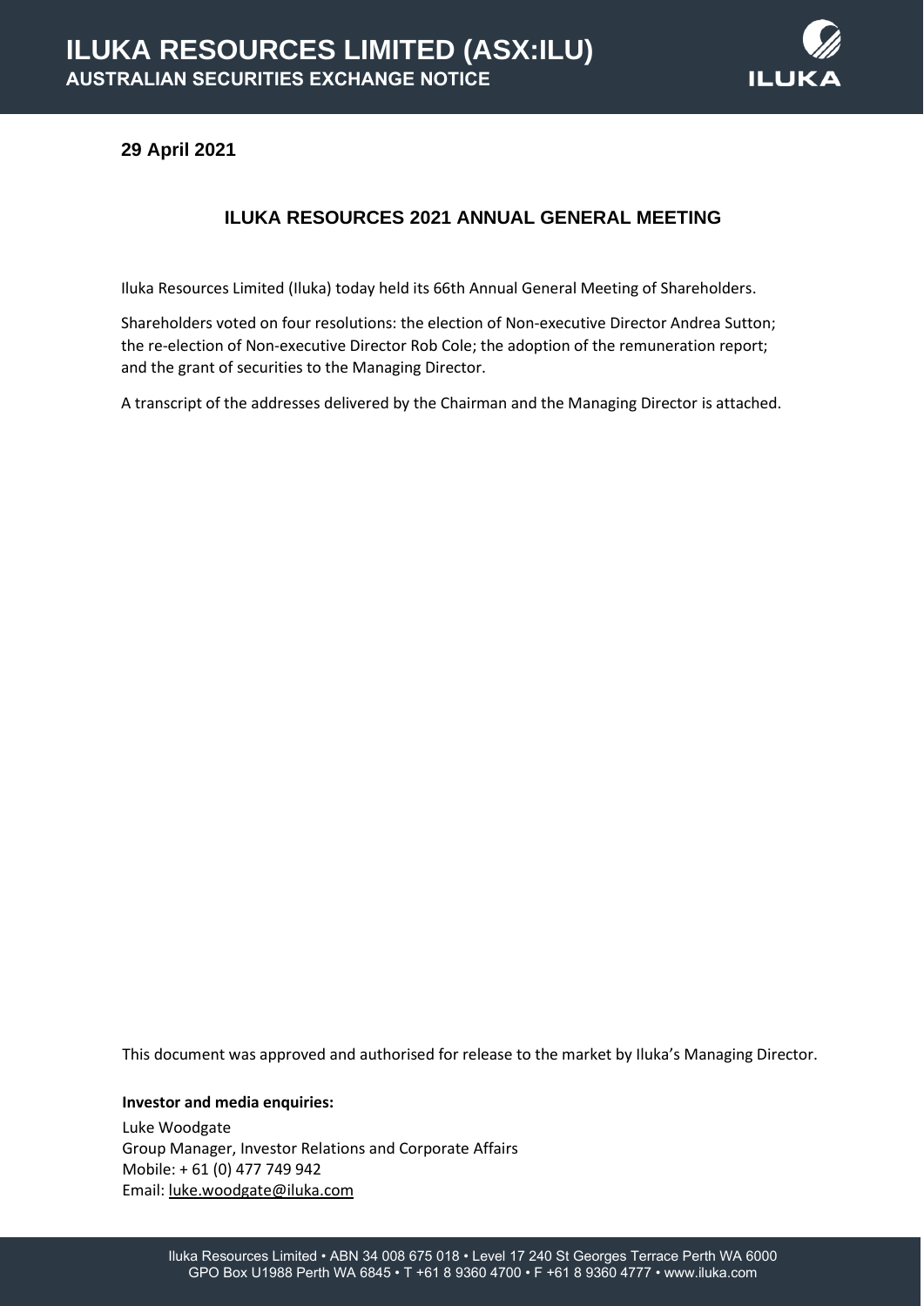# ILUKA RESOURCES LIMITED (ASX:ILU)

**AUSTRALIAN SECURITIES EXCHANGE NOTICE**

**29 April 2021**

## ILUKA RESOURCES 2021 ANNUAL GENERAL MEETING

Iluka Resources Limited (Iluka) today held its 66th Annual General Meeting of Shareholders.

Shareholders voted on four resolutions: the election of Non-executive Director Andrea Sutton; the re-election of Non-executive Director Rob Cole; the adoption of the remuneration report; and the grant of securities to the Managing Director.

A transcript of the addresses delivered by the Chairman and the Managing Director is attached.

This document was approved and authorised for release to the market by Iluka's Managing Director.

**Investor and media enquiries:**

Luke Woodgate
Group Manager, Investor Relations and Corporate Affairs
Mobile: + 61 (0) 477 749 942
Email: luke.woodgate@iluka.com

Iluka Resources Limited • ABN 34 008 675 018 • Level 17 240 St Georges Terrace Perth WA 6000
GPO Box U1988 Perth WA 6845 • T +61 8 9360 4700 • F +61 8 9360 4777 • www.iluka.com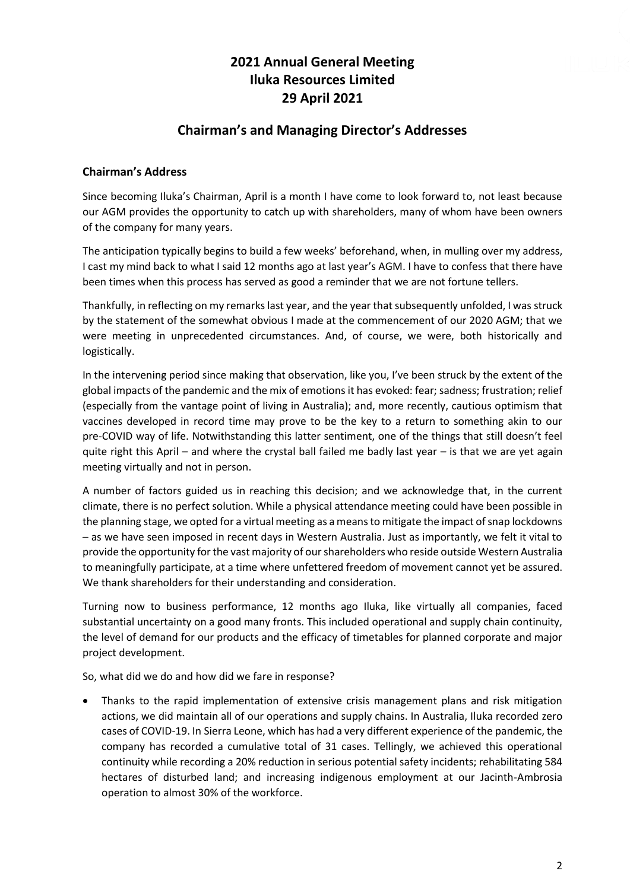# 2021 Annual General Meeting
# Iluka Resources Limited
# 29 April 2021

## Chairman's and Managing Director's Addresses

### Chairman's Address

Since becoming Iluka's Chairman, April is a month I have come to look forward to, not least because our AGM provides the opportunity to catch up with shareholders, many of whom have been owners of the company for many years.

The anticipation typically begins to build a few weeks' beforehand, when, in mulling over my address, I cast my mind back to what I said 12 months ago at last year's AGM. I have to confess that there have been times when this process has served as good a reminder that we are not fortune tellers.

Thankfully, in reflecting on my remarks last year, and the year that subsequently unfolded, I was struck by the statement of the somewhat obvious I made at the commencement of our 2020 AGM; that we were meeting in unprecedented circumstances. And, of course, we were, both historically and logistically.

In the intervening period since making that observation, like you, I've been struck by the extent of the global impacts of the pandemic and the mix of emotions it has evoked: fear; sadness; frustration; relief (especially from the vantage point of living in Australia); and, more recently, cautious optimism that vaccines developed in record time may prove to be the key to a return to something akin to our pre-COVID way of life. Notwithstanding this latter sentiment, one of the things that still doesn't feel quite right this April – and where the crystal ball failed me badly last year – is that we are yet again meeting virtually and not in person.

A number of factors guided us in reaching this decision; and we acknowledge that, in the current climate, there is no perfect solution. While a physical attendance meeting could have been possible in the planning stage, we opted for a virtual meeting as a means to mitigate the impact of snap lockdowns – as we have seen imposed in recent days in Western Australia. Just as importantly, we felt it vital to provide the opportunity for the vast majority of our shareholders who reside outside Western Australia to meaningfully participate, at a time where unfettered freedom of movement cannot yet be assured. We thank shareholders for their understanding and consideration.

Turning now to business performance, 12 months ago Iluka, like virtually all companies, faced substantial uncertainty on a good many fronts. This included operational and supply chain continuity, the level of demand for our products and the efficacy of timetables for planned corporate and major project development.

So, what did we do and how did we fare in response?

- Thanks to the rapid implementation of extensive crisis management plans and risk mitigation actions, we did maintain all of our operations and supply chains. In Australia, Iluka recorded zero cases of COVID-19. In Sierra Leone, which has had a very different experience of the pandemic, the company has recorded a cumulative total of 31 cases. Tellingly, we achieved this operational continuity while recording a 20% reduction in serious potential safety incidents; rehabilitating 584 hectares of disturbed land; and increasing indigenous employment at our Jacinth-Ambrosia operation to almost 30% of the workforce.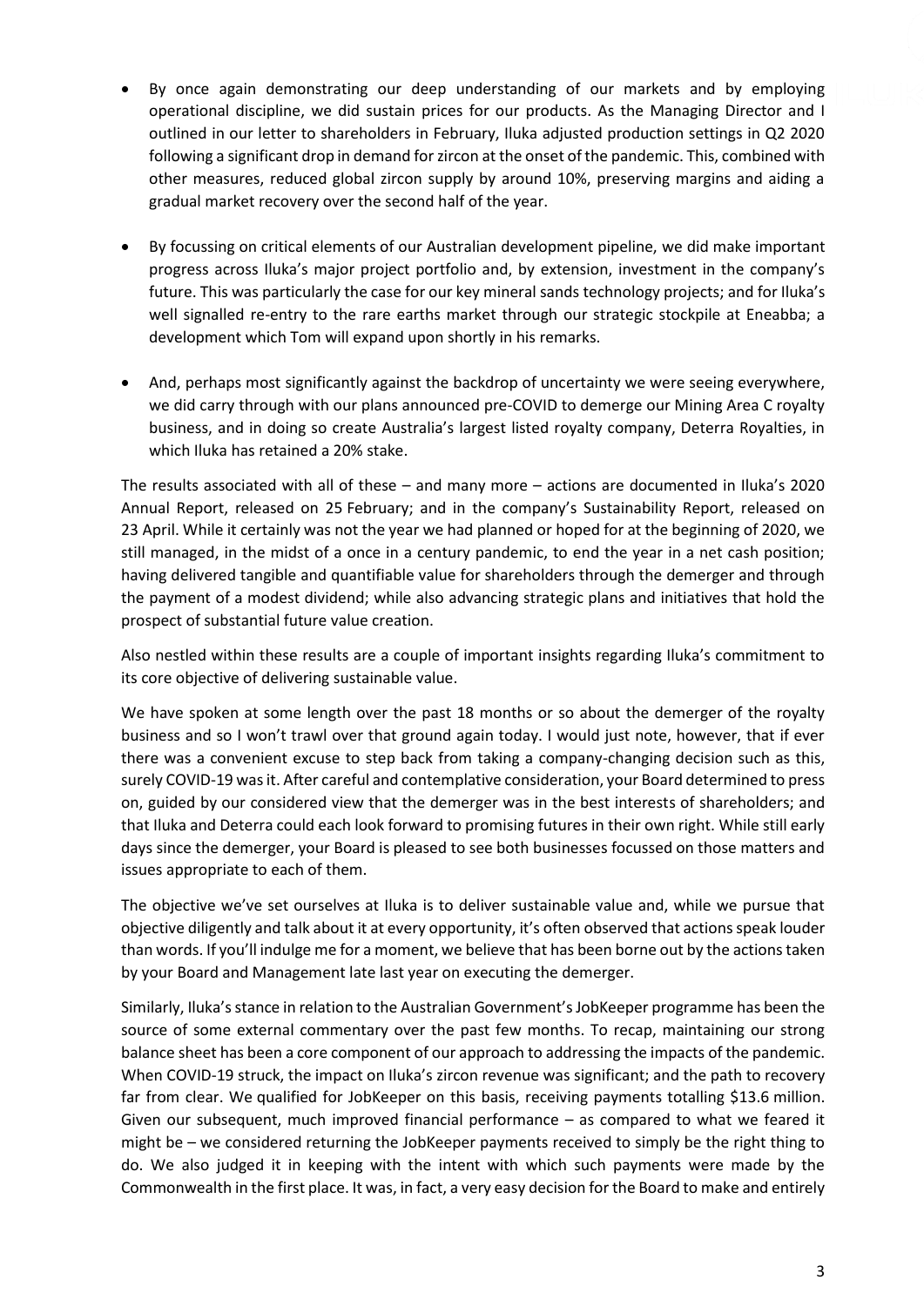- By once again demonstrating our deep understanding of our markets and by employing operational discipline, we did sustain prices for our products. As the Managing Director and I outlined in our letter to shareholders in February, Iluka adjusted production settings in Q2 2020 following a significant drop in demand for zircon at the onset of the pandemic. This, combined with other measures, reduced global zircon supply by around 10%, preserving margins and aiding a gradual market recovery over the second half of the year.

- By focussing on critical elements of our Australian development pipeline, we did make important progress across Iluka's major project portfolio and, by extension, investment in the company's future. This was particularly the case for our key mineral sands technology projects; and for Iluka's well signalled re-entry to the rare earths market through our strategic stockpile at Eneabba; a development which Tom will expand upon shortly in his remarks.

- And, perhaps most significantly against the backdrop of uncertainty we were seeing everywhere, we did carry through with our plans announced pre-COVID to demerge our Mining Area C royalty business, and in doing so create Australia's largest listed royalty company, Deterra Royalties, in which Iluka has retained a 20% stake.

The results associated with all of these – and many more – actions are documented in Iluka's 2020 Annual Report, released on 25 February; and in the company's Sustainability Report, released on 23 April. While it certainly was not the year we had planned or hoped for at the beginning of 2020, we still managed, in the midst of a once in a century pandemic, to end the year in a net cash position; having delivered tangible and quantifiable value for shareholders through the demerger and through the payment of a modest dividend; while also advancing strategic plans and initiatives that hold the prospect of substantial future value creation.

Also nestled within these results are a couple of important insights regarding Iluka's commitment to its core objective of delivering sustainable value.

We have spoken at some length over the past 18 months or so about the demerger of the royalty business and so I won't trawl over that ground again today. I would just note, however, that if ever there was a convenient excuse to step back from taking a company-changing decision such as this, surely COVID-19 was it. After careful and contemplative consideration, your Board determined to press on, guided by our considered view that the demerger was in the best interests of shareholders; and that Iluka and Deterra could each look forward to promising futures in their own right. While still early days since the demerger, your Board is pleased to see both businesses focussed on those matters and issues appropriate to each of them.

The objective we've set ourselves at Iluka is to deliver sustainable value and, while we pursue that objective diligently and talk about it at every opportunity, it's often observed that actions speak louder than words. If you'll indulge me for a moment, we believe that has been borne out by the actions taken by your Board and Management late last year on executing the demerger.

Similarly, Iluka's stance in relation to the Australian Government's JobKeeper programme has been the source of some external commentary over the past few months. To recap, maintaining our strong balance sheet has been a core component of our approach to addressing the impacts of the pandemic. When COVID-19 struck, the impact on Iluka's zircon revenue was significant; and the path to recovery far from clear. We qualified for JobKeeper on this basis, receiving payments totalling $13.6 million. Given our subsequent, much improved financial performance – as compared to what we feared it might be – we considered returning the JobKeeper payments received to simply be the right thing to do. We also judged it in keeping with the intent with which such payments were made by the Commonwealth in the first place. It was, in fact, a very easy decision for the Board to make and entirely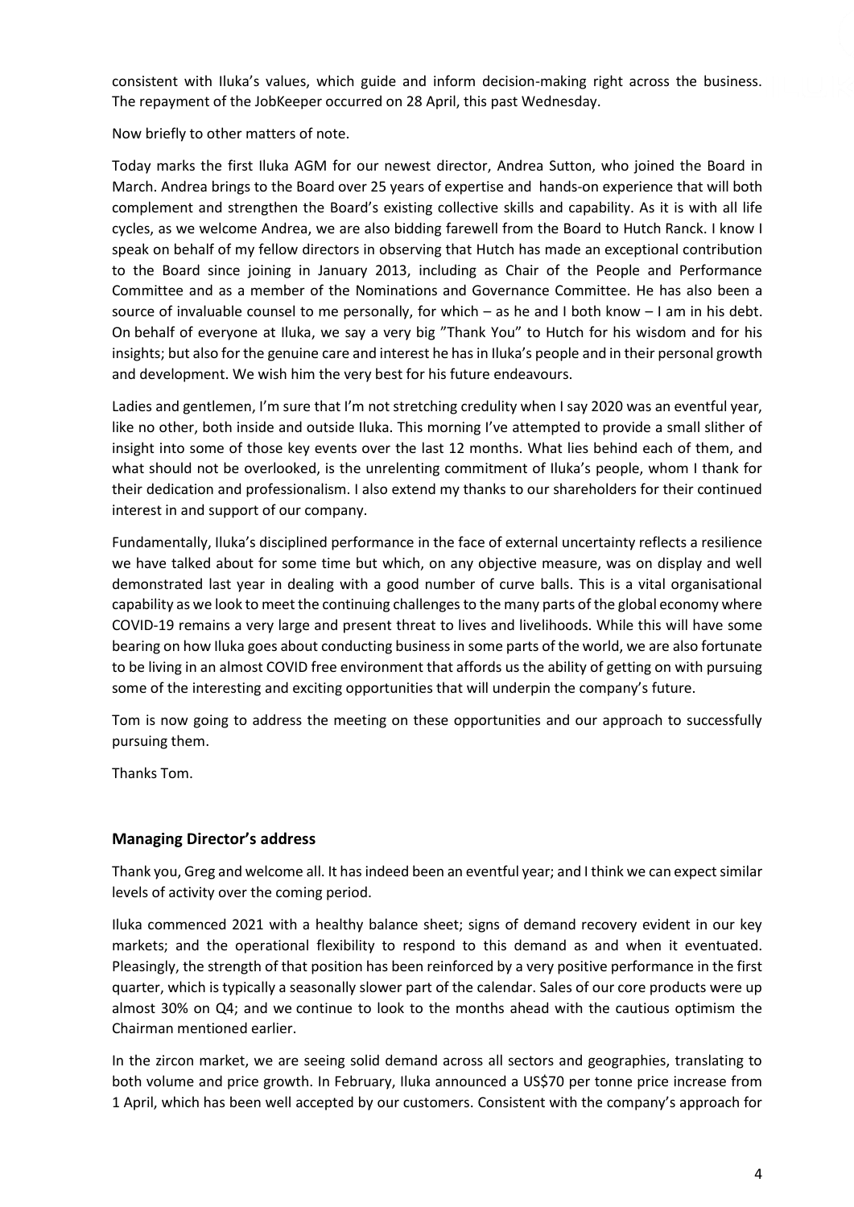consistent with Iluka's values, which guide and inform decision-making right across the business. The repayment of the JobKeeper occurred on 28 April, this past Wednesday.

Now briefly to other matters of note.

Today marks the first Iluka AGM for our newest director, Andrea Sutton, who joined the Board in March. Andrea brings to the Board over 25 years of expertise and hands-on experience that will both complement and strengthen the Board's existing collective skills and capability. As it is with all life cycles, as we welcome Andrea, we are also bidding farewell from the Board to Hutch Ranck. I know I speak on behalf of my fellow directors in observing that Hutch has made an exceptional contribution to the Board since joining in January 2013, including as Chair of the People and Performance Committee and as a member of the Nominations and Governance Committee. He has also been a source of invaluable counsel to me personally, for which – as he and I both know – I am in his debt. On behalf of everyone at Iluka, we say a very big "Thank You" to Hutch for his wisdom and for his insights; but also for the genuine care and interest he has in Iluka's people and in their personal growth and development. We wish him the very best for his future endeavours.

Ladies and gentlemen, I'm sure that I'm not stretching credulity when I say 2020 was an eventful year, like no other, both inside and outside Iluka. This morning I've attempted to provide a small slither of insight into some of those key events over the last 12 months. What lies behind each of them, and what should not be overlooked, is the unrelenting commitment of Iluka's people, whom I thank for their dedication and professionalism. I also extend my thanks to our shareholders for their continued interest in and support of our company.

Fundamentally, Iluka's disciplined performance in the face of external uncertainty reflects a resilience we have talked about for some time but which, on any objective measure, was on display and well demonstrated last year in dealing with a good number of curve balls. This is a vital organisational capability as we look to meet the continuing challenges to the many parts of the global economy where COVID-19 remains a very large and present threat to lives and livelihoods. While this will have some bearing on how Iluka goes about conducting business in some parts of the world, we are also fortunate to be living in an almost COVID free environment that affords us the ability of getting on with pursuing some of the interesting and exciting opportunities that will underpin the company's future.

Tom is now going to address the meeting on these opportunities and our approach to successfully pursuing them.

Thanks Tom.

## Managing Director's address

Thank you, Greg and welcome all. It has indeed been an eventful year; and I think we can expect similar levels of activity over the coming period.

Iluka commenced 2021 with a healthy balance sheet; signs of demand recovery evident in our key markets; and the operational flexibility to respond to this demand as and when it eventuated. Pleasingly, the strength of that position has been reinforced by a very positive performance in the first quarter, which is typically a seasonally slower part of the calendar. Sales of our core products were up almost 30% on Q4; and we continue to look to the months ahead with the cautious optimism the Chairman mentioned earlier.

In the zircon market, we are seeing solid demand across all sectors and geographies, translating to both volume and price growth. In February, Iluka announced a US$70 per tonne price increase from 1 April, which has been well accepted by our customers. Consistent with the company's approach for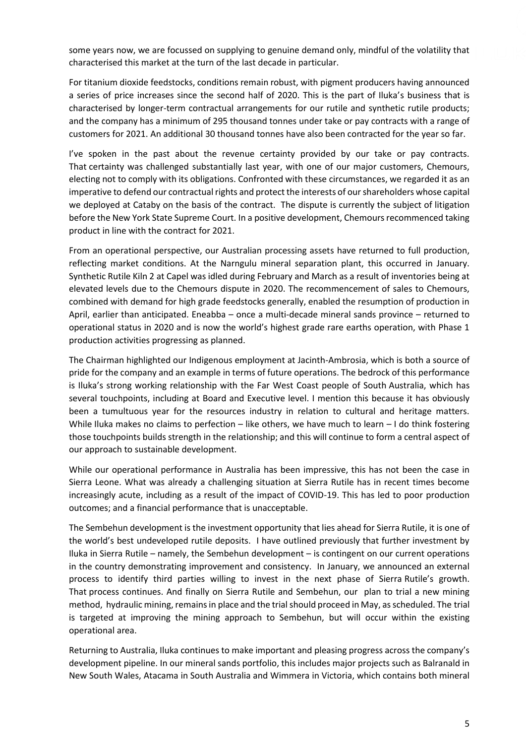some years now, we are focussed on supplying to genuine demand only, mindful of the volatility that characterised this market at the turn of the last decade in particular.

For titanium dioxide feedstocks, conditions remain robust, with pigment producers having announced a series of price increases since the second half of 2020. This is the part of Iluka's business that is characterised by longer-term contractual arrangements for our rutile and synthetic rutile products; and the company has a minimum of 295 thousand tonnes under take or pay contracts with a range of customers for 2021. An additional 30 thousand tonnes have also been contracted for the year so far.

I've spoken in the past about the revenue certainty provided by our take or pay contracts. That certainty was challenged substantially last year, with one of our major customers, Chemours, electing not to comply with its obligations. Confronted with these circumstances, we regarded it as an imperative to defend our contractual rights and protect the interests of our shareholders whose capital we deployed at Cataby on the basis of the contract. The dispute is currently the subject of litigation before the New York State Supreme Court. In a positive development, Chemours recommenced taking product in line with the contract for 2021.

From an operational perspective, our Australian processing assets have returned to full production, reflecting market conditions. At the Narngulu mineral separation plant, this occurred in January. Synthetic Rutile Kiln 2 at Capel was idled during February and March as a result of inventories being at elevated levels due to the Chemours dispute in 2020. The recommencement of sales to Chemours, combined with demand for high grade feedstocks generally, enabled the resumption of production in April, earlier than anticipated. Eneabba – once a multi-decade mineral sands province – returned to operational status in 2020 and is now the world's highest grade rare earths operation, with Phase 1 production activities progressing as planned.

The Chairman highlighted our Indigenous employment at Jacinth-Ambrosia, which is both a source of pride for the company and an example in terms of future operations. The bedrock of this performance is Iluka's strong working relationship with the Far West Coast people of South Australia, which has several touchpoints, including at Board and Executive level. I mention this because it has obviously been a tumultuous year for the resources industry in relation to cultural and heritage matters. While Iluka makes no claims to perfection – like others, we have much to learn – I do think fostering those touchpoints builds strength in the relationship; and this will continue to form a central aspect of our approach to sustainable development.

While our operational performance in Australia has been impressive, this has not been the case in Sierra Leone. What was already a challenging situation at Sierra Rutile has in recent times become increasingly acute, including as a result of the impact of COVID-19. This has led to poor production outcomes; and a financial performance that is unacceptable.

The Sembehun development is the investment opportunity that lies ahead for Sierra Rutile, it is one of the world's best undeveloped rutile deposits. I have outlined previously that further investment by Iluka in Sierra Rutile – namely, the Sembehun development – is contingent on our current operations in the country demonstrating improvement and consistency. In January, we announced an external process to identify third parties willing to invest in the next phase of Sierra Rutile's growth. That process continues. And finally on Sierra Rutile and Sembehun, our plan to trial a new mining method, hydraulic mining, remains in place and the trial should proceed in May, as scheduled. The trial is targeted at improving the mining approach to Sembehun, but will occur within the existing operational area.

Returning to Australia, Iluka continues to make important and pleasing progress across the company's development pipeline. In our mineral sands portfolio, this includes major projects such as Balranald in New South Wales, Atacama in South Australia and Wimmera in Victoria, which contains both mineral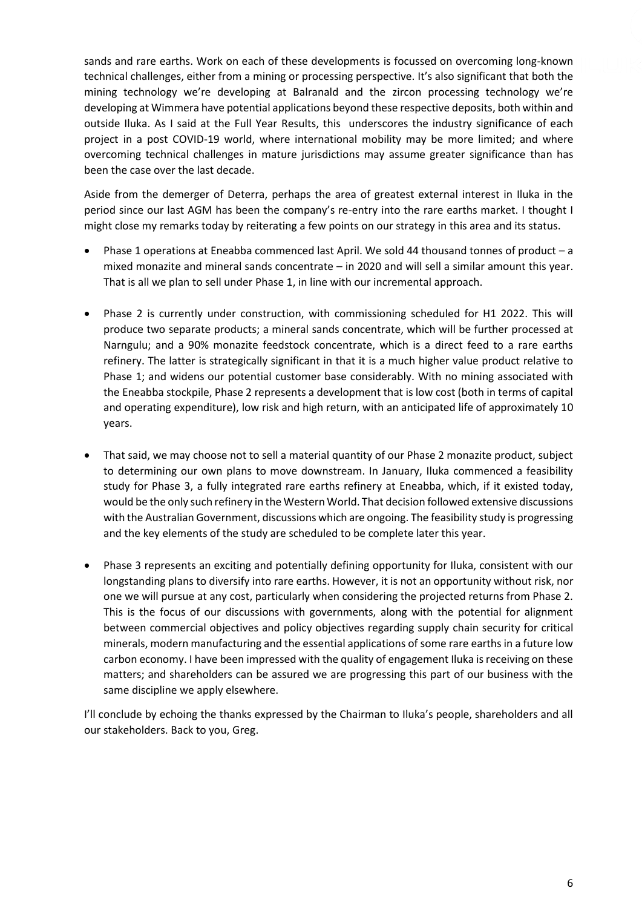sands and rare earths. Work on each of these developments is focussed on overcoming long-known technical challenges, either from a mining or processing perspective. It's also significant that both the mining technology we're developing at Balranald and the zircon processing technology we're developing at Wimmera have potential applications beyond these respective deposits, both within and outside Iluka. As I said at the Full Year Results, this underscores the industry significance of each project in a post COVID-19 world, where international mobility may be more limited; and where overcoming technical challenges in mature jurisdictions may assume greater significance than has been the case over the last decade.

Aside from the demerger of Deterra, perhaps the area of greatest external interest in Iluka in the period since our last AGM has been the company's re-entry into the rare earths market. I thought I might close my remarks today by reiterating a few points on our strategy in this area and its status.

- Phase 1 operations at Eneabba commenced last April. We sold 44 thousand tonnes of product – a mixed monazite and mineral sands concentrate – in 2020 and will sell a similar amount this year. That is all we plan to sell under Phase 1, in line with our incremental approach.
- Phase 2 is currently under construction, with commissioning scheduled for H1 2022. This will produce two separate products; a mineral sands concentrate, which will be further processed at Narngulu; and a 90% monazite feedstock concentrate, which is a direct feed to a rare earths refinery. The latter is strategically significant in that it is a much higher value product relative to Phase 1; and widens our potential customer base considerably. With no mining associated with the Eneabba stockpile, Phase 2 represents a development that is low cost (both in terms of capital and operating expenditure), low risk and high return, with an anticipated life of approximately 10 years.
- That said, we may choose not to sell a material quantity of our Phase 2 monazite product, subject to determining our own plans to move downstream. In January, Iluka commenced a feasibility study for Phase 3, a fully integrated rare earths refinery at Eneabba, which, if it existed today, would be the only such refinery in the Western World. That decision followed extensive discussions with the Australian Government, discussions which are ongoing. The feasibility study is progressing and the key elements of the study are scheduled to be complete later this year.
- Phase 3 represents an exciting and potentially defining opportunity for Iluka, consistent with our longstanding plans to diversify into rare earths. However, it is not an opportunity without risk, nor one we will pursue at any cost, particularly when considering the projected returns from Phase 2. This is the focus of our discussions with governments, along with the potential for alignment between commercial objectives and policy objectives regarding supply chain security for critical minerals, modern manufacturing and the essential applications of some rare earths in a future low carbon economy. I have been impressed with the quality of engagement Iluka is receiving on these matters; and shareholders can be assured we are progressing this part of our business with the same discipline we apply elsewhere.

I'll conclude by echoing the thanks expressed by the Chairman to Iluka's people, shareholders and all our stakeholders. Back to you, Greg.